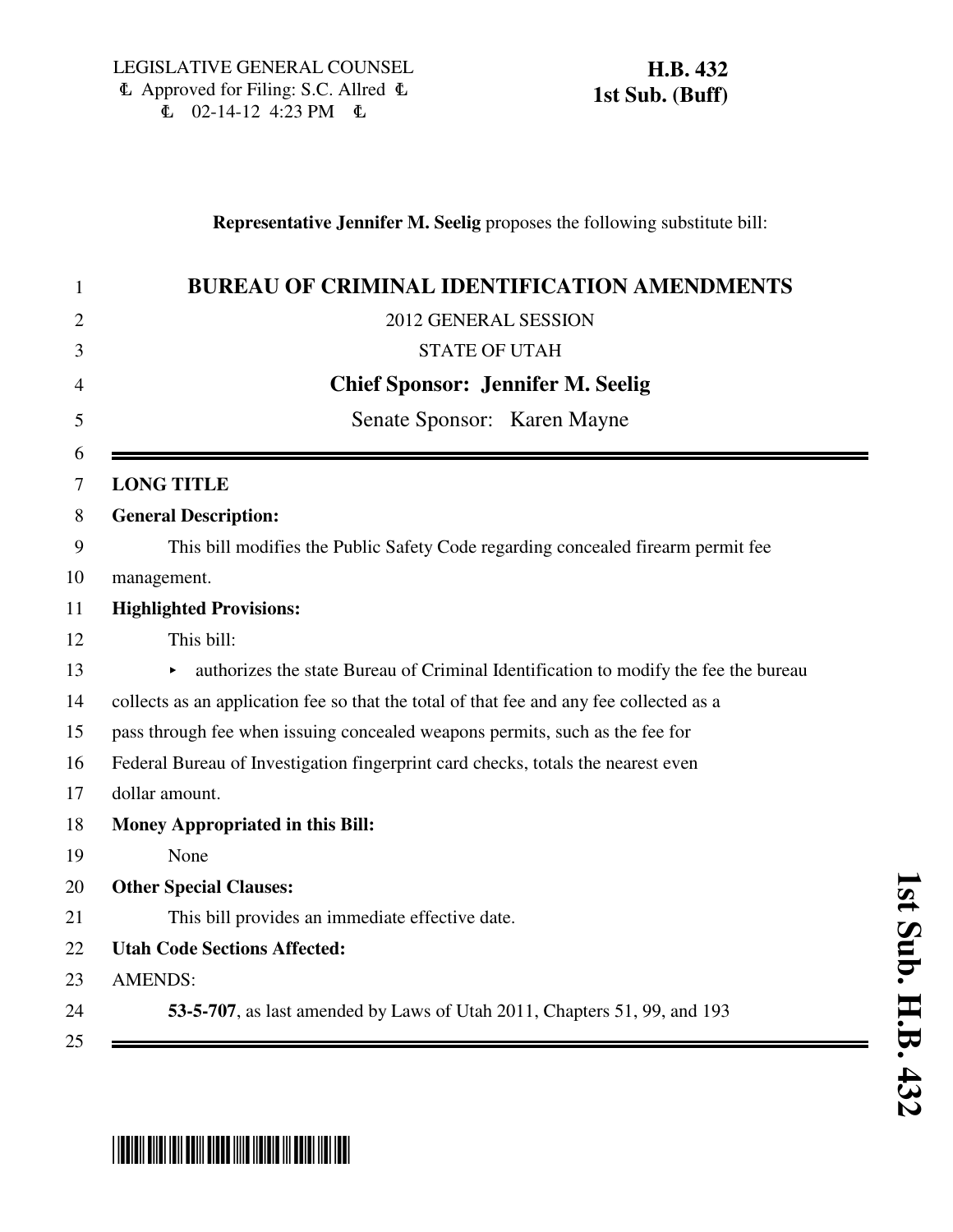LEGISLATIVE GENERAL COUNSEL
Approved for Filing: S.C. Allred
02-14-12 4:23 PM

**H.B. 432**
**1st Sub. (Buff)**

**Representative Jennifer M. Seelig** proposes the following substitute bill:

# BUREAU OF CRIMINAL IDENTIFICATION AMENDMENTS

2012 GENERAL SESSION

STATE OF UTAH

**Chief Sponsor: Jennifer M. Seelig**

Senate Sponsor: Karen Mayne

**LONG TITLE**

**General Description:**

This bill modifies the Public Safety Code regarding concealed firearm permit fee management.

**Highlighted Provisions:**

This bill:

- authorizes the state Bureau of Criminal Identification to modify the fee the bureau collects as an application fee so that the total of that fee and any fee collected as a pass through fee when issuing concealed weapons permits, such as the fee for Federal Bureau of Investigation fingerprint card checks, totals the nearest even dollar amount.

**Money Appropriated in this Bill:**

None

**Other Special Clauses:**

This bill provides an immediate effective date.

**Utah Code Sections Affected:**

AMENDS:

**53-5-707**, as last amended by Laws of Utah 2011, Chapters 51, 99, and 193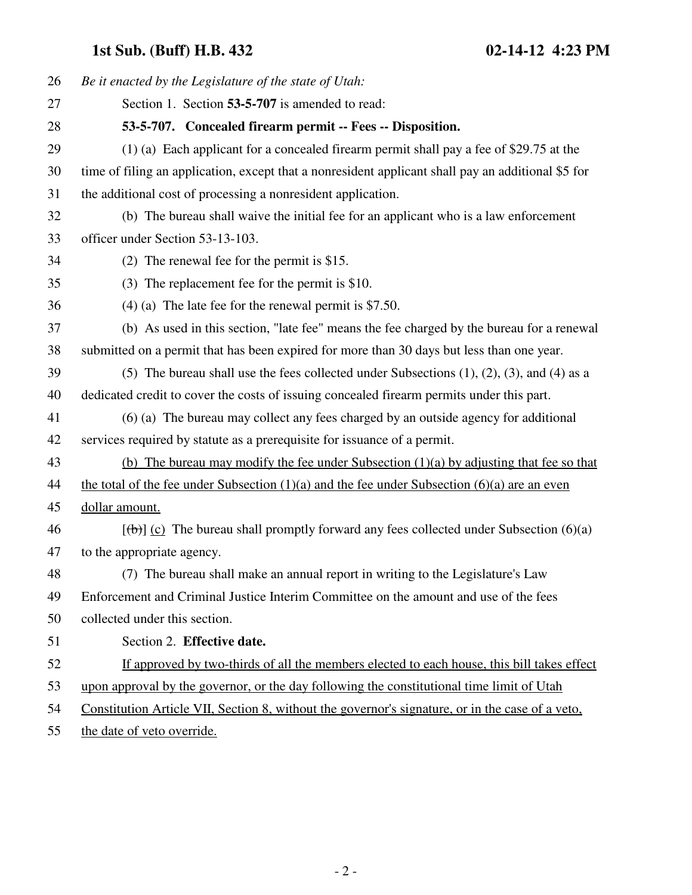*Be it enacted by the Legislature of the state of Utah:*

Section 1. Section **53-5-707** is amended to read:

**53-5-707. Concealed firearm permit -- Fees -- Disposition.**

(1) (a) Each applicant for a concealed firearm permit shall pay a fee of $29.75 at the time of filing an application, except that a nonresident applicant shall pay an additional $5 for the additional cost of processing a nonresident application.

(b) The bureau shall waive the initial fee for an applicant who is a law enforcement officer under Section 53-13-103.

(2) The renewal fee for the permit is $15.

(3) The replacement fee for the permit is $10.

(4) (a) The late fee for the renewal permit is $7.50.

(b) As used in this section, "late fee" means the fee charged by the bureau for a renewal submitted on a permit that has been expired for more than 30 days but less than one year.

(5) The bureau shall use the fees collected under Subsections (1), (2), (3), and (4) as a dedicated credit to cover the costs of issuing concealed firearm permits under this part.

(6) (a) The bureau may collect any fees charged by an outside agency for additional services required by statute as a prerequisite for issuance of a permit.

<u>(b) The bureau may modify the fee under Subsection (1)(a) by adjusting that fee so that the total of the fee under Subsection (1)(a) and the fee under Subsection (6)(a) are an even dollar amount.</u>

[~~(b)~~] <u>(c)</u> The bureau shall promptly forward any fees collected under Subsection (6)(a) to the appropriate agency.

(7) The bureau shall make an annual report in writing to the Legislature's Law Enforcement and Criminal Justice Interim Committee on the amount and use of the fees collected under this section.

Section 2. **Effective date.**

<u>If approved by two-thirds of all the members elected to each house, this bill takes effect upon approval by the governor, or the day following the constitutional time limit of Utah Constitution Article VII, Section 8, without the governor's signature, or in the case of a veto, the date of veto override.</u>